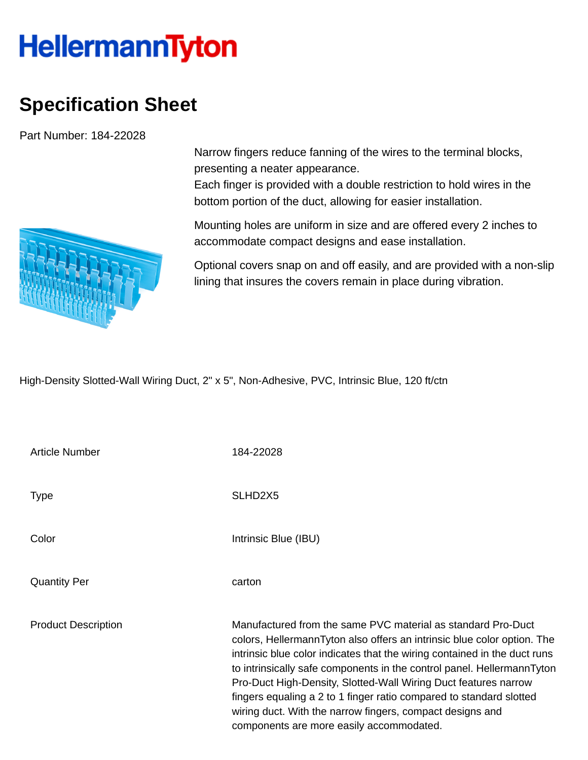# HellermannTyton

## Specification Sheet

Part Number: 184-22028

Narrow fingers reduce fanning of the wires to the terminal blocks, presenting a neater appearance.
Each finger is provided with a double restriction to hold wires in the bottom portion of the duct, allowing for easier installation.

Mounting holes are uniform in size and are offered every 2 inches to accommodate compact designs and ease installation.

Optional covers snap on and off easily, and are provided with a non-slip lining that insures the covers remain in place during vibration.

High-Density Slotted-Wall Wiring Duct, 2" x 5", Non-Adhesive, PVC, Intrinsic Blue, 120 ft/ctn

| | |
|---|---|
| Article Number | 184-22028 |
| Type | SLHD2X5 |
| Color | Intrinsic Blue (IBU) |
| Quantity Per | carton |
| Product Description | Manufactured from the same PVC material as standard Pro-Duct colors, HellermannTyton also offers an intrinsic blue color option. The intrinsic blue color indicates that the wiring contained in the duct runs to intrinsically safe components in the control panel. HellermannTyton Pro-Duct High-Density, Slotted-Wall Wiring Duct features narrow fingers equaling a 2 to 1 finger ratio compared to standard slotted wiring duct. With the narrow fingers, compact designs and components are more easily accommodated. |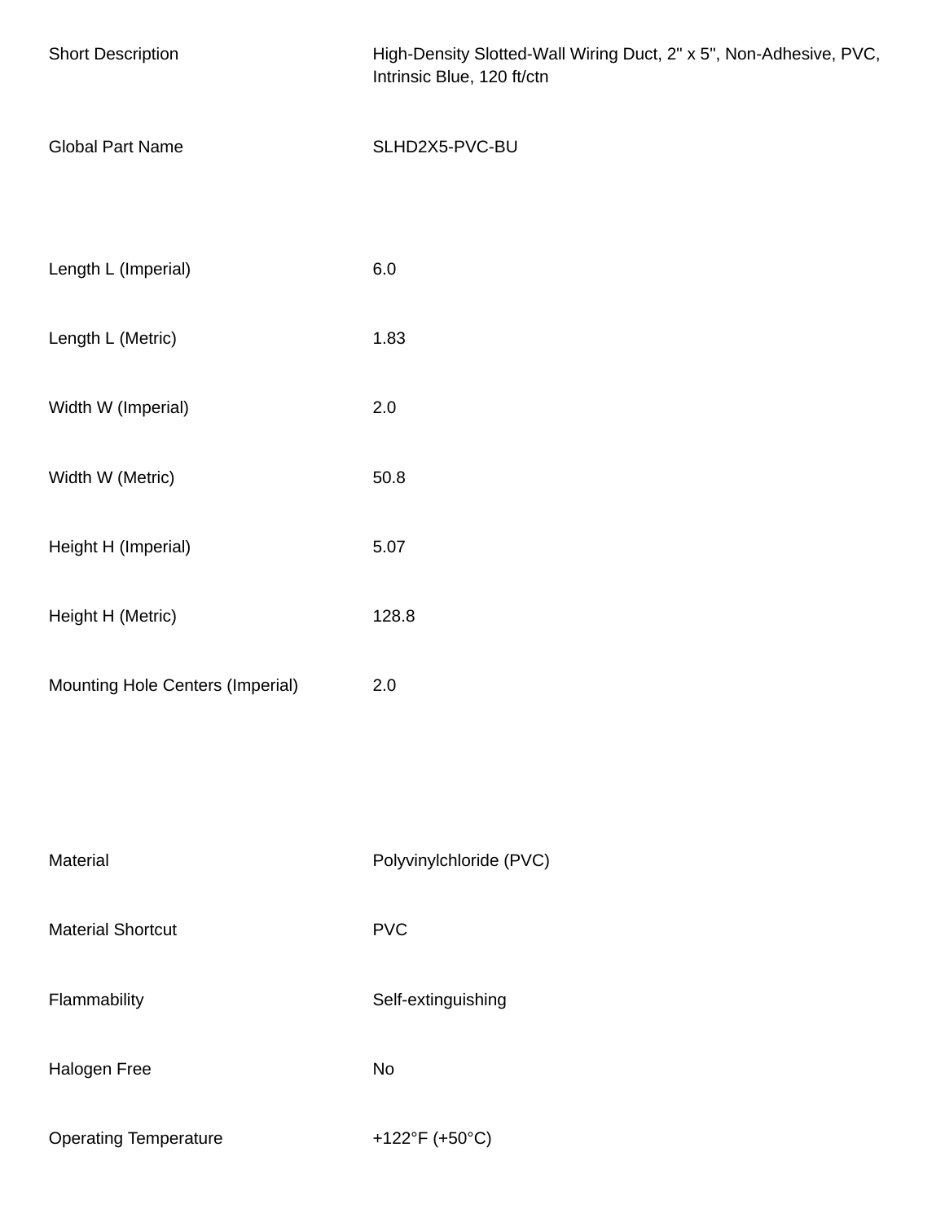| | |
|---|---|
| Short Description | High-Density Slotted-Wall Wiring Duct, 2" x 5", Non-Adhesive, PVC, Intrinsic Blue, 120 ft/ctn |
| Global Part Name | SLHD2X5-PVC-BU |
| Length L (Imperial) | 6.0 |
| Length L (Metric) | 1.83 |
| Width W (Imperial) | 2.0 |
| Width W (Metric) | 50.8 |
| Height H (Imperial) | 5.07 |
| Height H (Metric) | 128.8 |
| Mounting Hole Centers (Imperial) | 2.0 |
| Material | Polyvinylchloride (PVC) |
| Material Shortcut | PVC |
| Flammability | Self-extinguishing |
| Halogen Free | No |
| Operating Temperature | +122°F (+50°C) |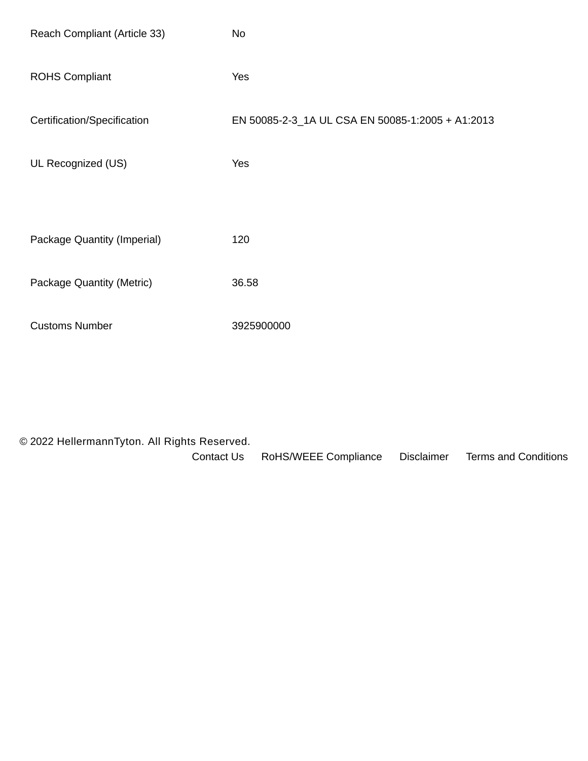| | |
|---|---|
| Reach Compliant (Article 33) | No |
| ROHS Compliant | Yes |
| Certification/Specification | EN 50085-2-3_1A UL CSA EN 50085-1:2005 + A1:2013 |
| UL Recognized (US) | Yes |

| | |
|---|---|
| Package Quantity (Imperial) | 120 |
| Package Quantity (Metric) | 36.58 |
| Customs Number | 3925900000 |

© 2022 HellermannTyton. All Rights Reserved.

Contact Us RoHS/WEEE Compliance Disclaimer Terms and Conditions